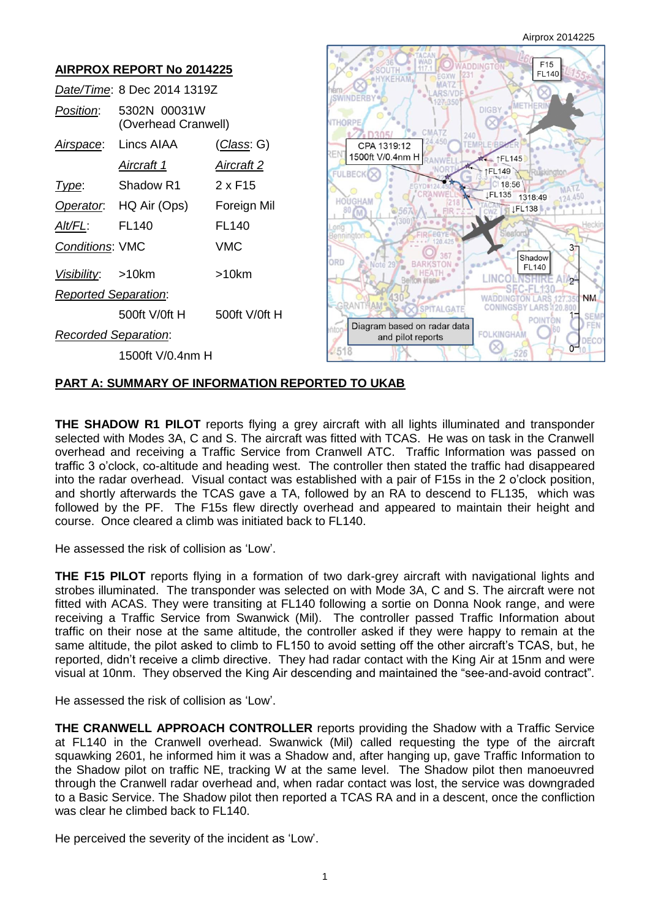Airprox 2014225

## AIRPROX REPORT No 2014225

*Date/Time*: 8 Dec 2014 1319Z

*Position*: 5302N 00031W (Overhead Cranwell)

*Airspace*: Lincs AIAA (*Class*: G)

| | *Aircraft 1* | *Aircraft 2* |
|---|---|---|
| *Type*: | Shadow R1 | 2 x F15 |
| *Operator*: | HQ Air (Ops) | Foreign Mil |
| *Alt/FL*: | FL140 | FL140 |
| *Conditions*: | VMC | VMC |
| *Visibility*: | >10km | >10km |
| *Reported Separation*: | | |
| | 500ft V/0ft H | 500ft V/0ft H |
| *Recorded Separation*: | | |
| | 1500ft V/0.4nm H | |

CPA 1319:12 1500ft V/0.4nm H

Diagram based on radar data and pilot reports

## PART A: SUMMARY OF INFORMATION REPORTED TO UKAB

**THE SHADOW R1 PILOT** reports flying a grey aircraft with all lights illuminated and transponder selected with Modes 3A, C and S. The aircraft was fitted with TCAS. He was on task in the Cranwell overhead and receiving a Traffic Service from Cranwell ATC. Traffic Information was passed on traffic 3 o'clock, co-altitude and heading west. The controller then stated the traffic had disappeared into the radar overhead. Visual contact was established with a pair of F15s in the 2 o'clock position, and shortly afterwards the TCAS gave a TA, followed by an RA to descend to FL135, which was followed by the PF. The F15s flew directly overhead and appeared to maintain their height and course. Once cleared a climb was initiated back to FL140.

He assessed the risk of collision as 'Low'.

**THE F15 PILOT** reports flying in a formation of two dark-grey aircraft with navigational lights and strobes illuminated. The transponder was selected on with Mode 3A, C and S. The aircraft were not fitted with ACAS. They were transiting at FL140 following a sortie on Donna Nook range, and were receiving a Traffic Service from Swanwick (Mil). The controller passed Traffic Information about traffic on their nose at the same altitude, the controller asked if they were happy to remain at the same altitude, the pilot asked to climb to FL150 to avoid setting off the other aircraft's TCAS, but, he reported, didn't receive a climb directive. They had radar contact with the King Air at 15nm and were visual at 10nm. They observed the King Air descending and maintained the "see-and-avoid contract".

He assessed the risk of collision as 'Low'.

**THE CRANWELL APPROACH CONTROLLER** reports providing the Shadow with a Traffic Service at FL140 in the Cranwell overhead. Swanwick (Mil) called requesting the type of the aircraft squawking 2601, he informed him it was a Shadow and, after hanging up, gave Traffic Information to the Shadow pilot on traffic NE, tracking W at the same level. The Shadow pilot then manoeuvred through the Cranwell radar overhead and, when radar contact was lost, the service was downgraded to a Basic Service. The Shadow pilot then reported a TCAS RA and in a descent, once the confliction was clear he climbed back to FL140.

He perceived the severity of the incident as 'Low'.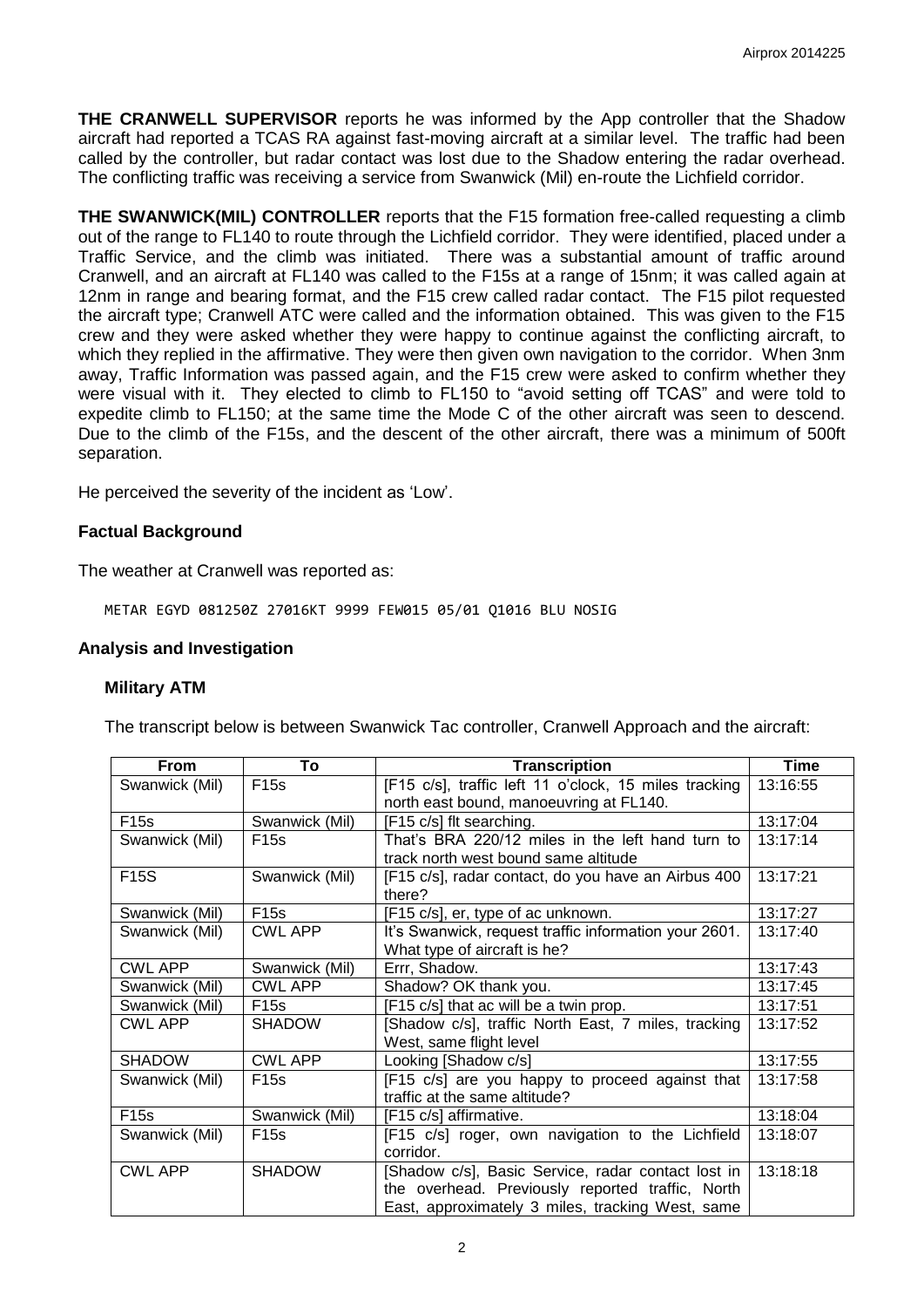**THE CRANWELL SUPERVISOR** reports he was informed by the App controller that the Shadow aircraft had reported a TCAS RA against fast-moving aircraft at a similar level. The traffic had been called by the controller, but radar contact was lost due to the Shadow entering the radar overhead. The conflicting traffic was receiving a service from Swanwick (Mil) en-route the Lichfield corridor.

**THE SWANWICK(MIL) CONTROLLER** reports that the F15 formation free-called requesting a climb out of the range to FL140 to route through the Lichfield corridor. They were identified, placed under a Traffic Service, and the climb was initiated. There was a substantial amount of traffic around Cranwell, and an aircraft at FL140 was called to the F15s at a range of 15nm; it was called again at 12nm in range and bearing format, and the F15 crew called radar contact. The F15 pilot requested the aircraft type; Cranwell ATC were called and the information obtained. This was given to the F15 crew and they were asked whether they were happy to continue against the conflicting aircraft, to which they replied in the affirmative. They were then given own navigation to the corridor. When 3nm away, Traffic Information was passed again, and the F15 crew were asked to confirm whether they were visual with it. They elected to climb to FL150 to "avoid setting off TCAS" and were told to expedite climb to FL150; at the same time the Mode C of the other aircraft was seen to descend. Due to the climb of the F15s, and the descent of the other aircraft, there was a minimum of 500ft separation.

He perceived the severity of the incident as 'Low'.

## Factual Background

The weather at Cranwell was reported as:

```
METAR EGYD 081250Z 27016KT 9999 FEW015 05/01 Q1016 BLU NOSIG
```

## Analysis and Investigation

### Military ATM

The transcript below is between Swanwick Tac controller, Cranwell Approach and the aircraft:

| From | To | Transcription | Time |
|---|---|---|---|
| Swanwick (Mil) | F15s | [F15 c/s], traffic left 11 o'clock, 15 miles tracking north east bound, manoeuvring at FL140. | 13:16:55 |
| F15s | Swanwick (Mil) | [F15 c/s] flt searching. | 13:17:04 |
| Swanwick (Mil) | F15s | That's BRA 220/12 miles in the left hand turn to track north west bound same altitude | 13:17:14 |
| F15S | Swanwick (Mil) | [F15 c/s], radar contact, do you have an Airbus 400 there? | 13:17:21 |
| Swanwick (Mil) | F15s | [F15 c/s], er, type of ac unknown. | 13:17:27 |
| Swanwick (Mil) | CWL APP | It's Swanwick, request traffic information your 2601. What type of aircraft is he? | 13:17:40 |
| CWL APP | Swanwick (Mil) | Errr, Shadow. | 13:17:43 |
| Swanwick (Mil) | CWL APP | Shadow? OK thank you. | 13:17:45 |
| Swanwick (Mil) | F15s | [F15 c/s] that ac will be a twin prop. | 13:17:51 |
| CWL APP | SHADOW | [Shadow c/s], traffic North East, 7 miles, tracking West, same flight level | 13:17:52 |
| SHADOW | CWL APP | Looking [Shadow c/s] | 13:17:55 |
| Swanwick (Mil) | F15s | [F15 c/s] are you happy to proceed against that traffic at the same altitude? | 13:17:58 |
| F15s | Swanwick (Mil) | [F15 c/s] affirmative. | 13:18:04 |
| Swanwick (Mil) | F15s | [F15 c/s] roger, own navigation to the Lichfield corridor. | 13:18:07 |
| CWL APP | SHADOW | [Shadow c/s], Basic Service, radar contact lost in the overhead. Previously reported traffic, North East, approximately 3 miles, tracking West, same | 13:18:18 |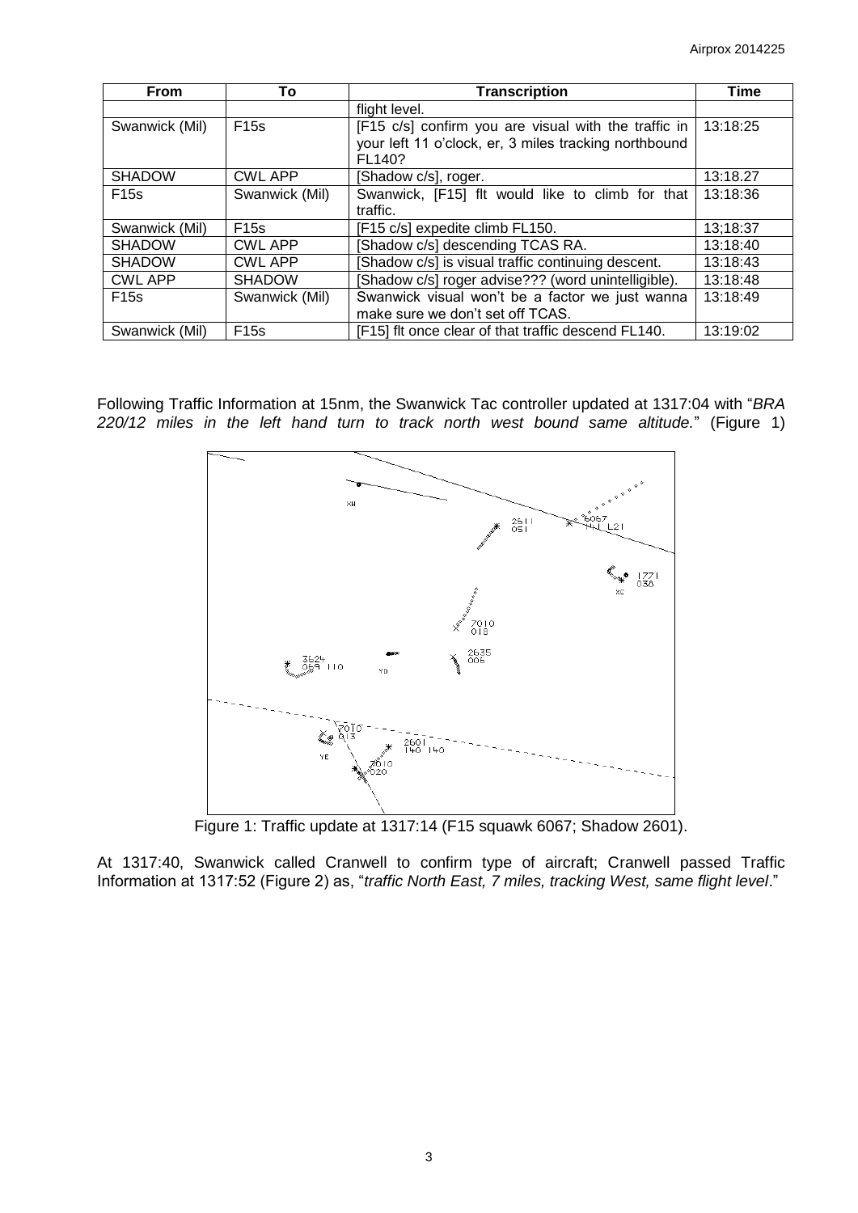| From | To | Transcription | Time |
|---|---|---|---|
| | | flight level. | |
| Swanwick (Mil) | F15s | [F15 c/s] confirm you are visual with the traffic in your left 11 o'clock, er, 3 miles tracking northbound FL140? | 13:18:25 |
| SHADOW | CWL APP | [Shadow c/s], roger. | 13:18.27 |
| F15s | Swanwick (Mil) | Swanwick, [F15] flt would like to climb for that traffic. | 13:18:36 |
| Swanwick (Mil) | F15s | [F15 c/s] expedite climb FL150. | 13;18:37 |
| SHADOW | CWL APP | [Shadow c/s] descending TCAS RA. | 13:18:40 |
| SHADOW | CWL APP | [Shadow c/s] is visual traffic continuing descent. | 13:18:43 |
| CWL APP | SHADOW | [Shadow c/s] roger advise??? (word unintelligible). | 13:18:48 |
| F15s | Swanwick (Mil) | Swanwick visual won't be a factor we just wanna make sure we don't set off TCAS. | 13:18:49 |
| Swanwick (Mil) | F15s | [F15] flt once clear of that traffic descend FL140. | 13:19:02 |

Following Traffic Information at 15nm, the Swanwick Tac controller updated at 1317:04 with "*BRA 220/12 miles in the left hand turn to track north west bound same altitude.*" (Figure 1)

Figure 1: Traffic update at 1317:14 (F15 squawk 6067; Shadow 2601).

At 1317:40, Swanwick called Cranwell to confirm type of aircraft; Cranwell passed Traffic Information at 1317:52 (Figure 2) as, "*traffic North East, 7 miles, tracking West, same flight level*."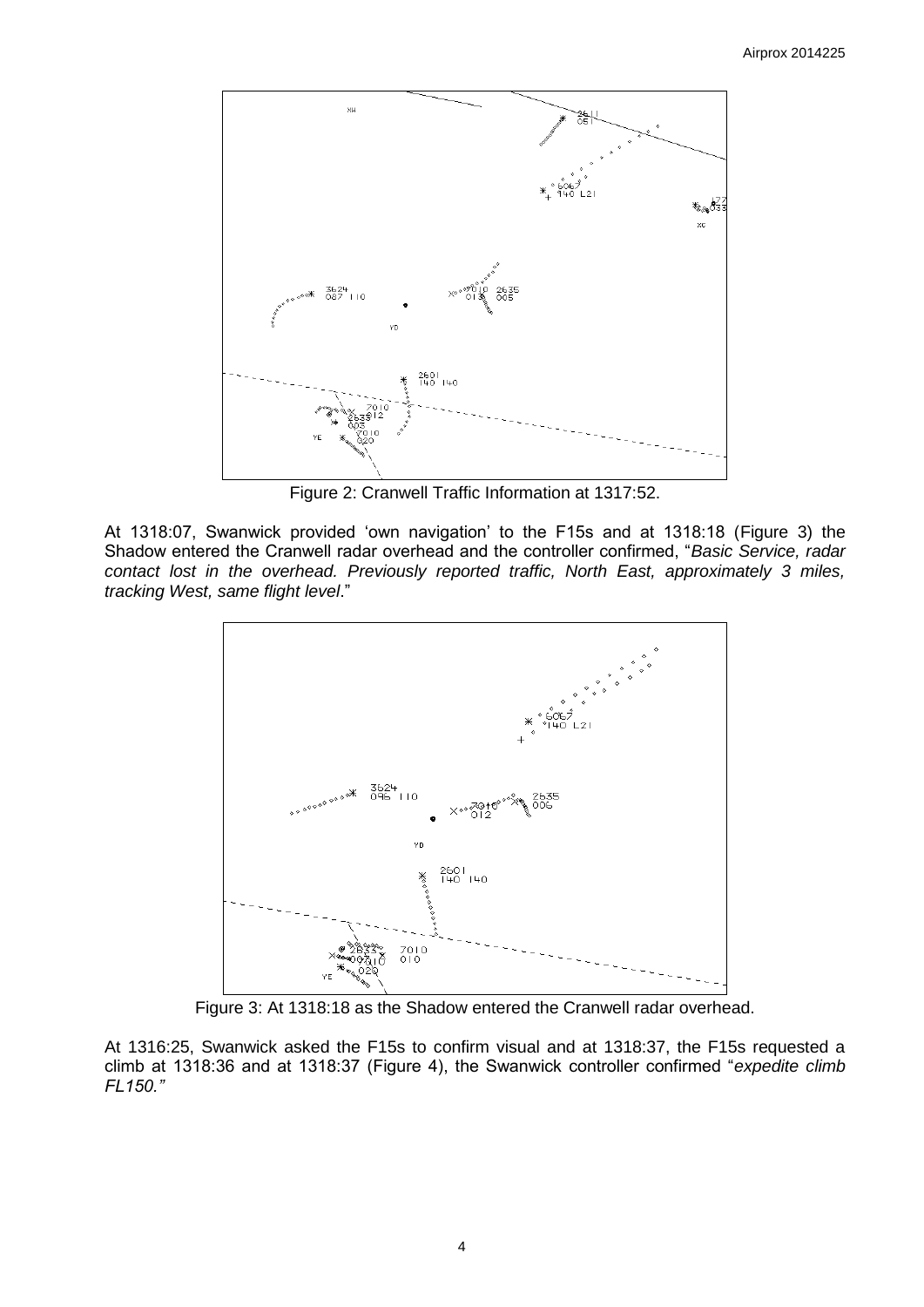Figure 2: Cranwell Traffic Information at 1317:52.

At 1318:07, Swanwick provided 'own navigation' to the F15s and at 1318:18 (Figure 3) the Shadow entered the Cranwell radar overhead and the controller confirmed, "*Basic Service, radar contact lost in the overhead. Previously reported traffic, North East, approximately 3 miles, tracking West, same flight level*."

Figure 3: At 1318:18 as the Shadow entered the Cranwell radar overhead.

At 1316:25, Swanwick asked the F15s to confirm visual and at 1318:37, the F15s requested a climb at 1318:36 and at 1318:37 (Figure 4), the Swanwick controller confirmed "*expedite climb FL150.*"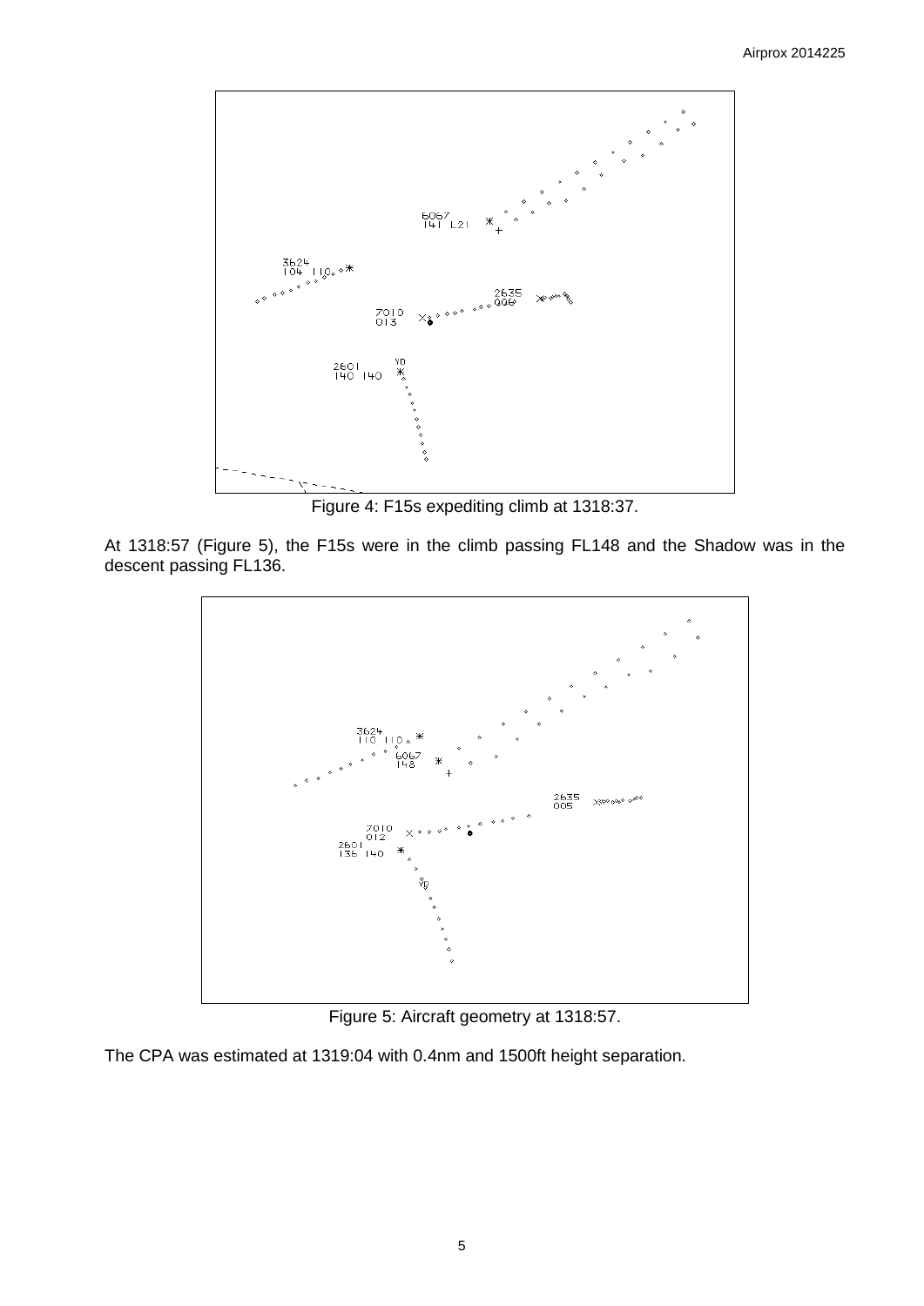Figure 4: F15s expediting climb at 1318:37.

At 1318:57 (Figure 5), the F15s were in the climb passing FL148 and the Shadow was in the descent passing FL136.

Figure 5: Aircraft geometry at 1318:57.

The CPA was estimated at 1319:04 with 0.4nm and 1500ft height separation.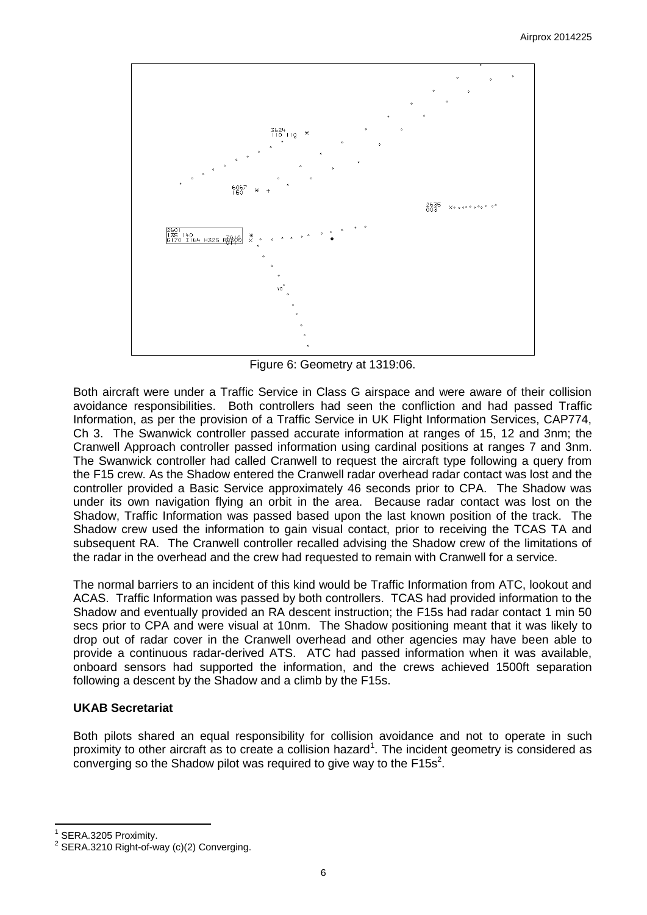Figure 6: Geometry at 1319:06.

Both aircraft were under a Traffic Service in Class G airspace and were aware of their collision avoidance responsibilities. Both controllers had seen the confliction and had passed Traffic Information, as per the provision of a Traffic Service in UK Flight Information Services, CAP774, Ch 3. The Swanwick controller passed accurate information at ranges of 15, 12 and 3nm; the Cranwell Approach controller passed information using cardinal positions at ranges 7 and 3nm. The Swanwick controller had called Cranwell to request the aircraft type following a query from the F15 crew. As the Shadow entered the Cranwell radar overhead radar contact was lost and the controller provided a Basic Service approximately 46 seconds prior to CPA. The Shadow was under its own navigation flying an orbit in the area. Because radar contact was lost on the Shadow, Traffic Information was passed based upon the last known position of the track. The Shadow crew used the information to gain visual contact, prior to receiving the TCAS TA and subsequent RA. The Cranwell controller recalled advising the Shadow crew of the limitations of the radar in the overhead and the crew had requested to remain with Cranwell for a service.

The normal barriers to an incident of this kind would be Traffic Information from ATC, lookout and ACAS. Traffic Information was passed by both controllers. TCAS had provided information to the Shadow and eventually provided an RA descent instruction; the F15s had radar contact 1 min 50 secs prior to CPA and were visual at 10nm. The Shadow positioning meant that it was likely to drop out of radar cover in the Cranwell overhead and other agencies may have been able to provide a continuous radar-derived ATS. ATC had passed information when it was available, onboard sensors had supported the information, and the crews achieved 1500ft separation following a descent by the Shadow and a climb by the F15s.

## UKAB Secretariat

Both pilots shared an equal responsibility for collision avoidance and not to operate in such proximity to other aircraft as to create a collision hazard[1]. The incident geometry is considered as converging so the Shadow pilot was required to give way to the F15s[2].

[1] SERA.3205 Proximity.
[2] SERA.3210 Right-of-way (c)(2) Converging.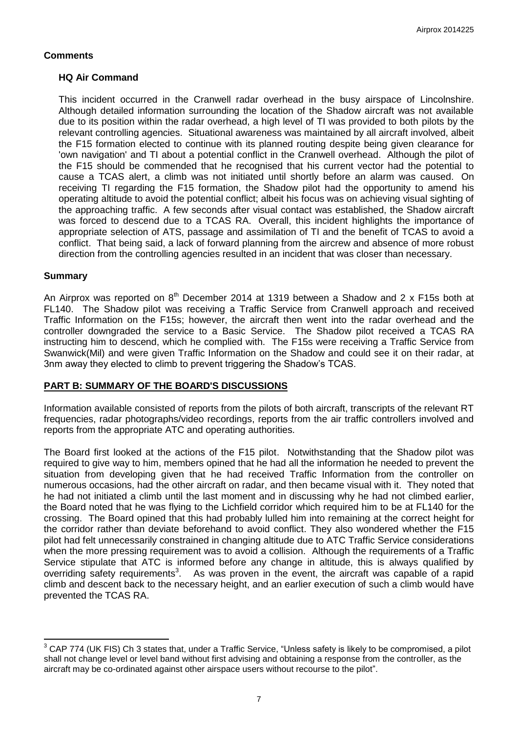## Comments

### HQ Air Command

This incident occurred in the Cranwell radar overhead in the busy airspace of Lincolnshire. Although detailed information surrounding the location of the Shadow aircraft was not available due to its position within the radar overhead, a high level of TI was provided to both pilots by the relevant controlling agencies. Situational awareness was maintained by all aircraft involved, albeit the F15 formation elected to continue with its planned routing despite being given clearance for 'own navigation' and TI about a potential conflict in the Cranwell overhead. Although the pilot of the F15 should be commended that he recognised that his current vector had the potential to cause a TCAS alert, a climb was not initiated until shortly before an alarm was caused. On receiving TI regarding the F15 formation, the Shadow pilot had the opportunity to amend his operating altitude to avoid the potential conflict; albeit his focus was on achieving visual sighting of the approaching traffic. A few seconds after visual contact was established, the Shadow aircraft was forced to descend due to a TCAS RA. Overall, this incident highlights the importance of appropriate selection of ATS, passage and assimilation of TI and the benefit of TCAS to avoid a conflict. That being said, a lack of forward planning from the aircrew and absence of more robust direction from the controlling agencies resulted in an incident that was closer than necessary.

## Summary

An Airprox was reported on 8th December 2014 at 1319 between a Shadow and 2 x F15s both at FL140. The Shadow pilot was receiving a Traffic Service from Cranwell approach and received Traffic Information on the F15s; however, the aircraft then went into the radar overhead and the controller downgraded the service to a Basic Service. The Shadow pilot received a TCAS RA instructing him to descend, which he complied with. The F15s were receiving a Traffic Service from Swanwick(Mil) and were given Traffic Information on the Shadow and could see it on their radar, at 3nm away they elected to climb to prevent triggering the Shadow's TCAS.

## PART B: SUMMARY OF THE BOARD'S DISCUSSIONS

Information available consisted of reports from the pilots of both aircraft, transcripts of the relevant RT frequencies, radar photographs/video recordings, reports from the air traffic controllers involved and reports from the appropriate ATC and operating authorities.

The Board first looked at the actions of the F15 pilot. Notwithstanding that the Shadow pilot was required to give way to him, members opined that he had all the information he needed to prevent the situation from developing given that he had received Traffic Information from the controller on numerous occasions, had the other aircraft on radar, and then became visual with it. They noted that he had not initiated a climb until the last moment and in discussing why he had not climbed earlier, the Board noted that he was flying to the Lichfield corridor which required him to be at FL140 for the crossing. The Board opined that this had probably lulled him into remaining at the correct height for the corridor rather than deviate beforehand to avoid conflict. They also wondered whether the F15 pilot had felt unnecessarily constrained in changing altitude due to ATC Traffic Service considerations when the more pressing requirement was to avoid a collision. Although the requirements of a Traffic Service stipulate that ATC is informed before any change in altitude, this is always qualified by overriding safety requirements[3]. As was proven in the event, the aircraft was capable of a rapid climb and descent back to the necessary height, and an earlier execution of such a climb would have prevented the TCAS RA.

---

[3] CAP 774 (UK FIS) Ch 3 states that, under a Traffic Service, "Unless safety is likely to be compromised, a pilot shall not change level or level band without first advising and obtaining a response from the controller, as the aircraft may be co-ordinated against other airspace users without recourse to the pilot".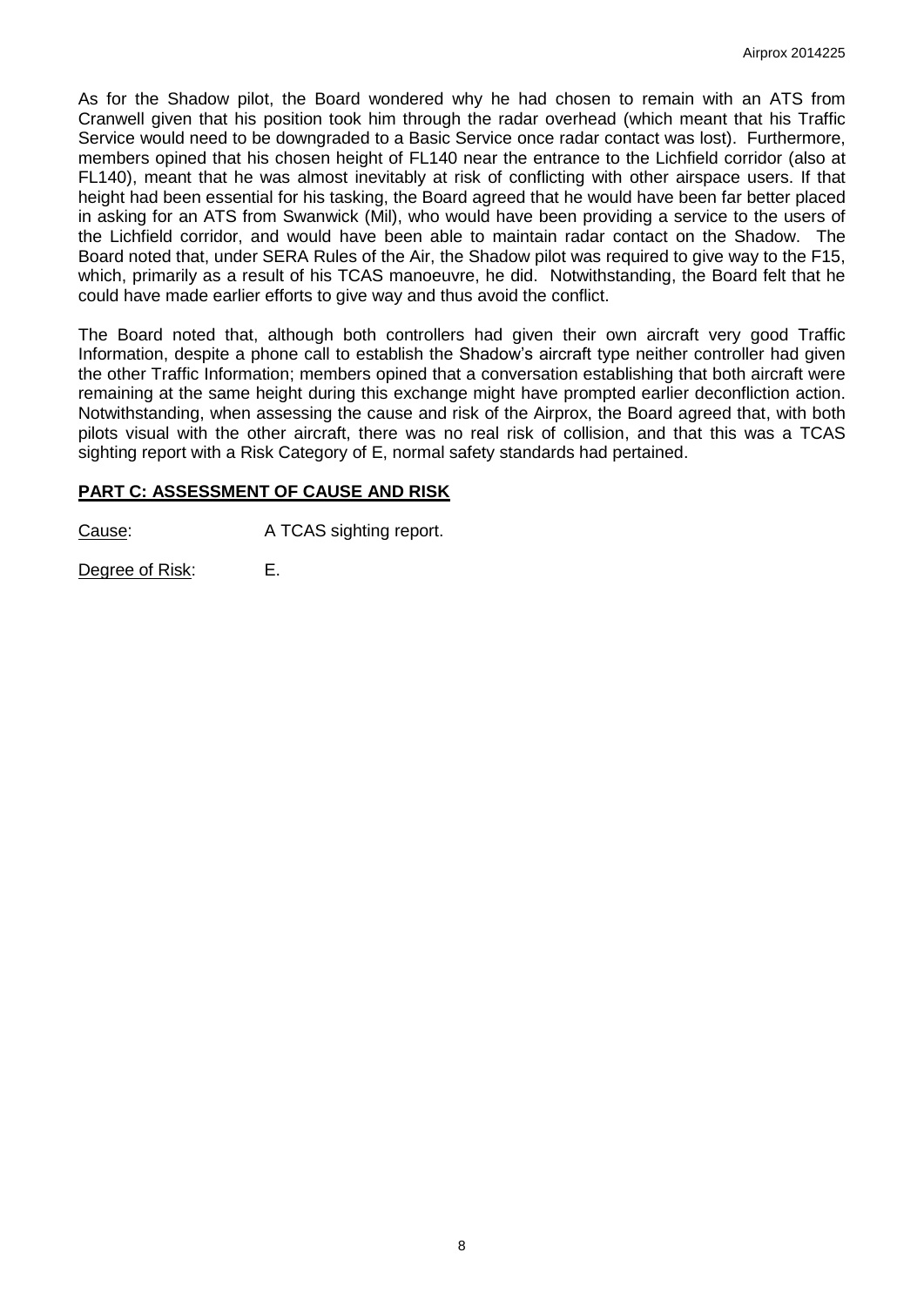As for the Shadow pilot, the Board wondered why he had chosen to remain with an ATS from Cranwell given that his position took him through the radar overhead (which meant that his Traffic Service would need to be downgraded to a Basic Service once radar contact was lost). Furthermore, members opined that his chosen height of FL140 near the entrance to the Lichfield corridor (also at FL140), meant that he was almost inevitably at risk of conflicting with other airspace users. If that height had been essential for his tasking, the Board agreed that he would have been far better placed in asking for an ATS from Swanwick (Mil), who would have been providing a service to the users of the Lichfield corridor, and would have been able to maintain radar contact on the Shadow. The Board noted that, under SERA Rules of the Air, the Shadow pilot was required to give way to the F15, which, primarily as a result of his TCAS manoeuvre, he did. Notwithstanding, the Board felt that he could have made earlier efforts to give way and thus avoid the conflict.

The Board noted that, although both controllers had given their own aircraft very good Traffic Information, despite a phone call to establish the Shadow's aircraft type neither controller had given the other Traffic Information; members opined that a conversation establishing that both aircraft were remaining at the same height during this exchange might have prompted earlier deconfliction action. Notwithstanding, when assessing the cause and risk of the Airprox, the Board agreed that, with both pilots visual with the other aircraft, there was no real risk of collision, and that this was a TCAS sighting report with a Risk Category of E, normal safety standards had pertained.

## PART C: ASSESSMENT OF CAUSE AND RISK

Cause: A TCAS sighting report.

Degree of Risk: E.